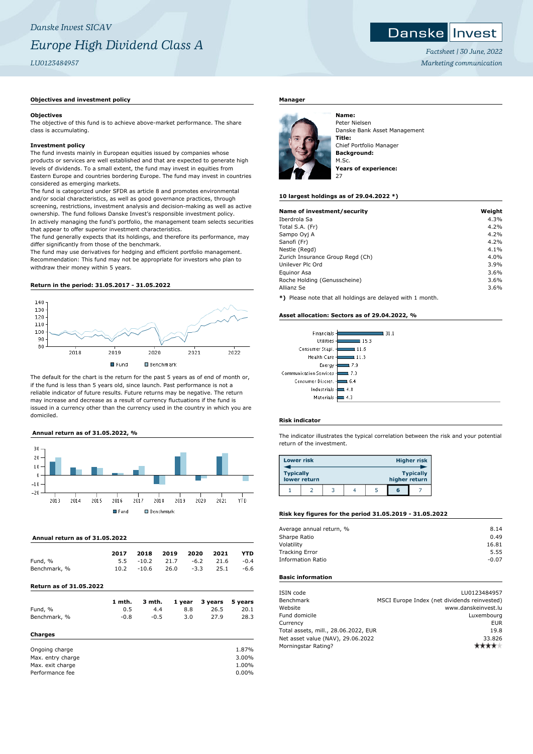*Danske Invest SICAV*

# *Europe High Dividend Class A*

*LU0123484957*

*Factsheet | 30 June, 2022*
*Marketing communication*

## Objectives and investment policy

**Objectives**

The objective of this fund is to achieve above-market performance. The share class is accumulating.

**Investment policy**

The fund invests mainly in European equities issued by companies whose products or services are well established and that are expected to generate high levels of dividends. To a small extent, the fund may invest in equities from Eastern Europe and countries bordering Europe. The fund may invest in countries considered as emerging markets.
The fund is categorized under SFDR as article 8 and promotes environmental and/or social characteristics, as well as good governance practices, through screening, restrictions, investment analysis and decision-making as well as active ownership. The fund follows Danske Invest's responsible investment policy.
In actively managing the fund's portfolio, the management team selects securities that appear to offer superior investment characteristics.
The fund generally expects that its holdings, and therefore its performance, may differ significantly from those of the benchmark.
The fund may use derivatives for hedging and efficient portfolio management.
Recommendation: This fund may not be appropriate for investors who plan to withdraw their money within 5 years.

## Return in the period: 31.05.2017 - 31.05.2022

The default for the chart is the return for the past 5 years as of end of month or, if the fund is less than 5 years old, since launch. Past performance is not a reliable indicator of future results. Future returns may be negative. The return may increase and decrease as a result of currency fluctuations if the fund is issued in a currency other than the currency used in the country in which you are domiciled.

## Annual return as of 31.05.2022, %

| | 2013 | 2014 | 2015 | 2016 | 2017 | 2018 | 2019 | 2020 | 2021 | YTD |
|---|---|---|---|---|---|---|---|---|---|---|

## Annual return as of 31.05.2022

| | 2017 | 2018 | 2019 | 2020 | 2021 | YTD |
|---|---|---|---|---|---|---|
| Fund, % | 5.5 | -10.2 | 21.7 | -6.2 | 21.6 | -0.4 |
| Benchmark, % | 10.2 | -10.6 | 26.0 | -3.3 | 25.1 | -6.6 |

## Return as of 31.05.2022

| | 1 mth. | 3 mth. | 1 year | 3 years | 5 years |
|---|---|---|---|---|---|
| Fund, % | 0.5 | 4.4 | 8.8 | 26.5 | 20.1 |
| Benchmark, % | -0.8 | -0.5 | 3.0 | 27.9 | 28.3 |

## Charges

| | |
|---|---|
| Ongoing charge | 1.87% |
| Max. entry charge | 3.00% |
| Max. exit charge | 1.00% |
| Performance fee | 0.00% |

## Manager

**Name:**
Peter Nielsen
Danske Bank Asset Management
**Title:**
Chief Portfolio Manager
**Background:**
M.Sc.
**Years of experience:**
27

## 10 largest holdings as of 29.04.2022 *)

| Name of investment/security | Weight |
|---|---|
| Iberdrola Sa | 4.3% |
| Total S.A. (Fr) | 4.2% |
| Sampo Oyj A | 4.2% |
| Sanofi (Fr) | 4.2% |
| Nestle (Regd) | 4.1% |
| Zurich Insurance Group Regd (Ch) | 4.0% |
| Unilever Plc Ord | 3.9% |
| Equinor Asa | 3.6% |
| Roche Holding (Genusscheine) | 3.6% |
| Allianz Se | 3.6% |

**\*)** Please note that all holdings are delayed with 1 month.

## Asset allocation: Sectors as of 29.04.2022, %

| Sector | % |
|---|---|
| Financials | 31.1 |
| Utilities | 15.3 |
| Consumer Stapl. | 11.6 |
| Health Care | 11.3 |
| Energy | 7.9 |
| Communication Services | 7.3 |
| Consumer Discret. | 6.4 |
| Industrials | 4.8 |
| Materials | 4.3 |

## Risk indicator

The indicator illustrates the typical correlation between the risk and your potential return of the investment.

Lower risk — Higher risk
Typically lower return — Typically higher return

| 1 | 2 | 3 | 4 | 5 | **6** | 7 |
|---|---|---|---|---|---|---|

## Risk key figures for the period 31.05.2019 - 31.05.2022

| | |
|---|---|
| Average annual return, % | 8.14 |
| Sharpe Ratio | 0.49 |
| Volatility | 16.81 |
| Tracking Error | 5.55 |
| Information Ratio | -0.07 |

## Basic information

| | |
|---|---|
| ISIN code | LU0123484957 |
| Benchmark | MSCI Europe Index (net dividends reinvested) |
| Website | www.danskeinvest.lu |
| Fund domicile | Luxembourg |
| Currency | EUR |
| Total assets, mill., 28.06.2022, EUR | 19.8 |
| Net asset value (NAV), 29.06.2022 | 33.826 |
| Morningstar Rating? | ★★★★ |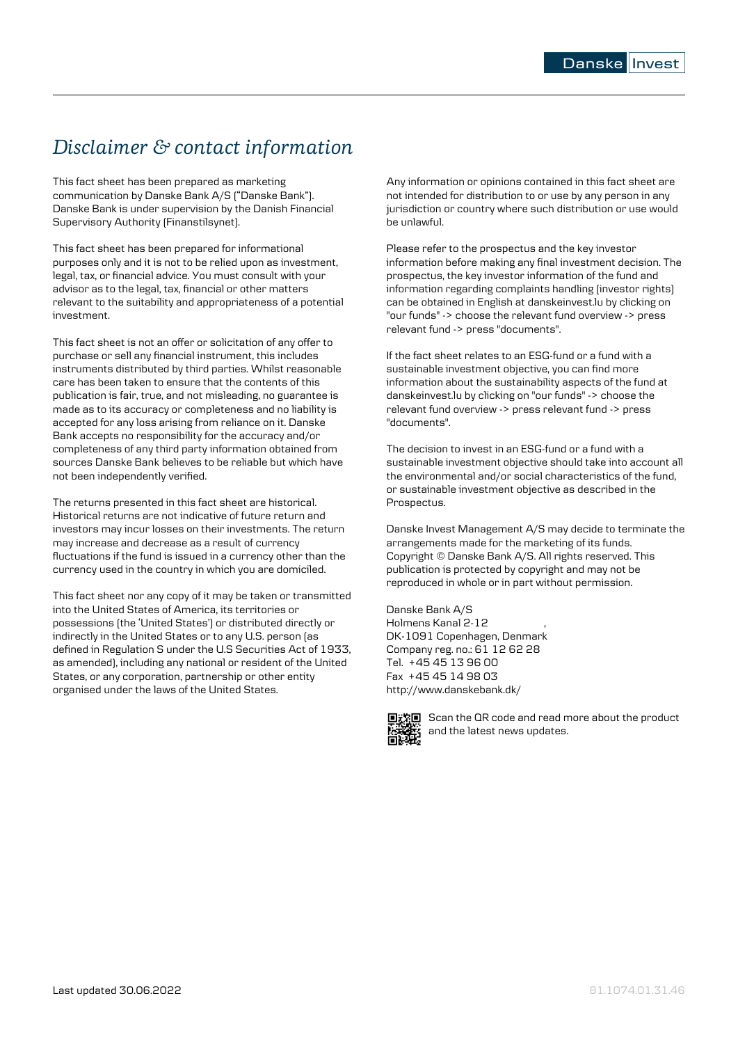# *Disclaimer & contact information*

This fact sheet has been prepared as marketing communication by Danske Bank A/S ("Danske Bank"). Danske Bank is under supervision by the Danish Financial Supervisory Authority (Finanstilsynet).

This fact sheet has been prepared for informational purposes only and it is not to be relied upon as investment, legal, tax, or financial advice. You must consult with your advisor as to the legal, tax, financial or other matters relevant to the suitability and appropriateness of a potential investment.

This fact sheet is not an offer or solicitation of any offer to purchase or sell any financial instrument, this includes instruments distributed by third parties. Whilst reasonable care has been taken to ensure that the contents of this publication is fair, true, and not misleading, no guarantee is made as to its accuracy or completeness and no liability is accepted for any loss arising from reliance on it. Danske Bank accepts no responsibility for the accuracy and/or completeness of any third party information obtained from sources Danske Bank believes to be reliable but which have not been independently verified.

The returns presented in this fact sheet are historical. Historical returns are not indicative of future return and investors may incur losses on their investments. The return may increase and decrease as a result of currency fluctuations if the fund is issued in a currency other than the currency used in the country in which you are domiciled.

This fact sheet nor any copy of it may be taken or transmitted into the United States of America, its territories or possessions (the 'United States') or distributed directly or indirectly in the United States or to any U.S. person (as defined in Regulation S under the U.S Securities Act of 1933, as amended), including any national or resident of the United States, or any corporation, partnership or other entity organised under the laws of the United States.

Any information or opinions contained in this fact sheet are not intended for distribution to or use by any person in any jurisdiction or country where such distribution or use would be unlawful.

Please refer to the prospectus and the key investor information before making any final investment decision. The prospectus, the key investor information of the fund and information regarding complaints handling (investor rights) can be obtained in English at danskeinvest.lu by clicking on "our funds" -> choose the relevant fund overview -> press relevant fund -> press "documents".

If the fact sheet relates to an ESG-fund or a fund with a sustainable investment objective, you can find more information about the sustainability aspects of the fund at danskeinvest.lu by clicking on "our funds" -> choose the relevant fund overview -> press relevant fund -> press "documents".

The decision to invest in an ESG-fund or a fund with a sustainable investment objective should take into account all the environmental and/or social characteristics of the fund, or sustainable investment objective as described in the Prospectus.

Danske Invest Management A/S may decide to terminate the arrangements made for the marketing of its funds. Copyright © Danske Bank A/S. All rights reserved. This publication is protected by copyright and may not be reproduced in whole or in part without permission.

Danske Bank A/S
Holmens Kanal 2-12 ,
DK-1091 Copenhagen, Denmark
Company reg. no.: 61 12 62 28
Tel. +45 45 13 96 00
Fax +45 45 14 98 03
http://www.danskebank.dk/

Scan the QR code and read more about the product and the latest news updates.

Last updated 30.06.2022

81.1074.01.31.46